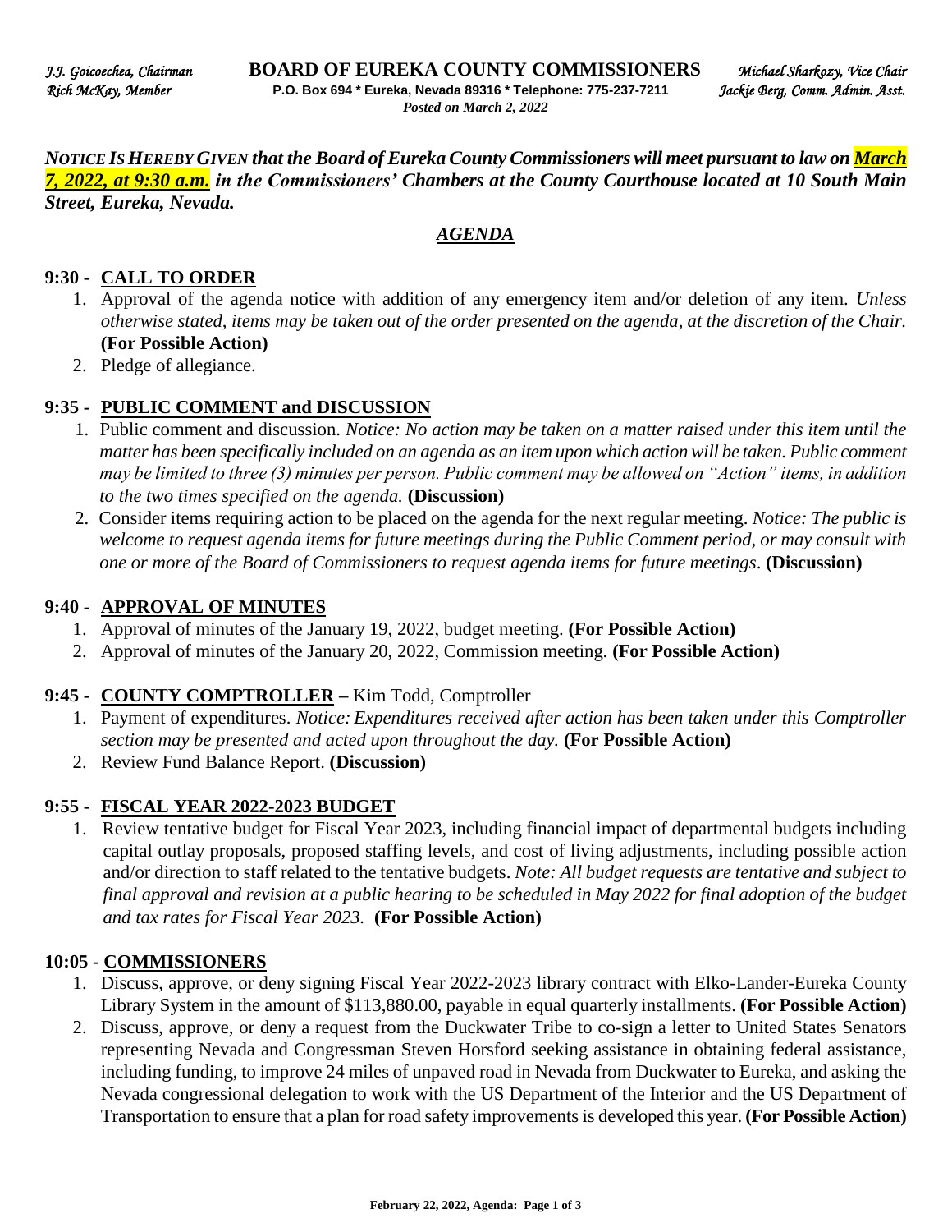*J.J. Goicoechea, Chairman* **BOARD OF EUREKA COUNTY COMMISSIONERS** *Michael Sharkozy, Vice Chair*
*Rich McKay, Member* **P.O. Box 694 * Eureka, Nevada 89316 * Telephone: 775-237-7211** *Jackie Berg, Comm. Admin. Asst.*
*Posted on March 2, 2022*

***NOTICE IS HEREBY GIVEN that the Board of Eureka County Commissioners will meet pursuant to law on March 7, 2022, at 9:30 a.m. in the Commissioners' Chambers at the County Courthouse located at 10 South Main Street, Eureka, Nevada.***

## *AGENDA*

### 9:30 - CALL TO ORDER

1. Approval of the agenda notice with addition of any emergency item and/or deletion of any item. *Unless otherwise stated, items may be taken out of the order presented on the agenda, at the discretion of the Chair.* **(For Possible Action)**
2. Pledge of allegiance.

### 9:35 - PUBLIC COMMENT and DISCUSSION

1. Public comment and discussion. *Notice: No action may be taken on a matter raised under this item until the matter has been specifically included on an agenda as an item upon which action will be taken. Public comment may be limited to three (3) minutes per person. Public comment may be allowed on "Action" items, in addition to the two times specified on the agenda.* **(Discussion)**
2. Consider items requiring action to be placed on the agenda for the next regular meeting. *Notice: The public is welcome to request agenda items for future meetings during the Public Comment period, or may consult with one or more of the Board of Commissioners to request agenda items for future meetings*. **(Discussion)**

### 9:40 - APPROVAL OF MINUTES

1. Approval of minutes of the January 19, 2022, budget meeting. **(For Possible Action)**
2. Approval of minutes of the January 20, 2022, Commission meeting. **(For Possible Action)**

### 9:45 - COUNTY COMPTROLLER – Kim Todd, Comptroller

1. Payment of expenditures. *Notice: Expenditures received after action has been taken under this Comptroller section may be presented and acted upon throughout the day.* **(For Possible Action)**
2. Review Fund Balance Report. **(Discussion)**

### 9:55 - FISCAL YEAR 2022-2023 BUDGET

1. Review tentative budget for Fiscal Year 2023, including financial impact of departmental budgets including capital outlay proposals, proposed staffing levels, and cost of living adjustments, including possible action and/or direction to staff related to the tentative budgets. *Note: All budget requests are tentative and subject to final approval and revision at a public hearing to be scheduled in May 2022 for final adoption of the budget and tax rates for Fiscal Year 2023.* **(For Possible Action)**

### 10:05 - COMMISSIONERS

1. Discuss, approve, or deny signing Fiscal Year 2022-2023 library contract with Elko-Lander-Eureka County Library System in the amount of $113,880.00, payable in equal quarterly installments. **(For Possible Action)**
2. Discuss, approve, or deny a request from the Duckwater Tribe to co-sign a letter to United States Senators representing Nevada and Congressman Steven Horsford seeking assistance in obtaining federal assistance, including funding, to improve 24 miles of unpaved road in Nevada from Duckwater to Eureka, and asking the Nevada congressional delegation to work with the US Department of the Interior and the US Department of Transportation to ensure that a plan for road safety improvements is developed this year. **(For Possible Action)**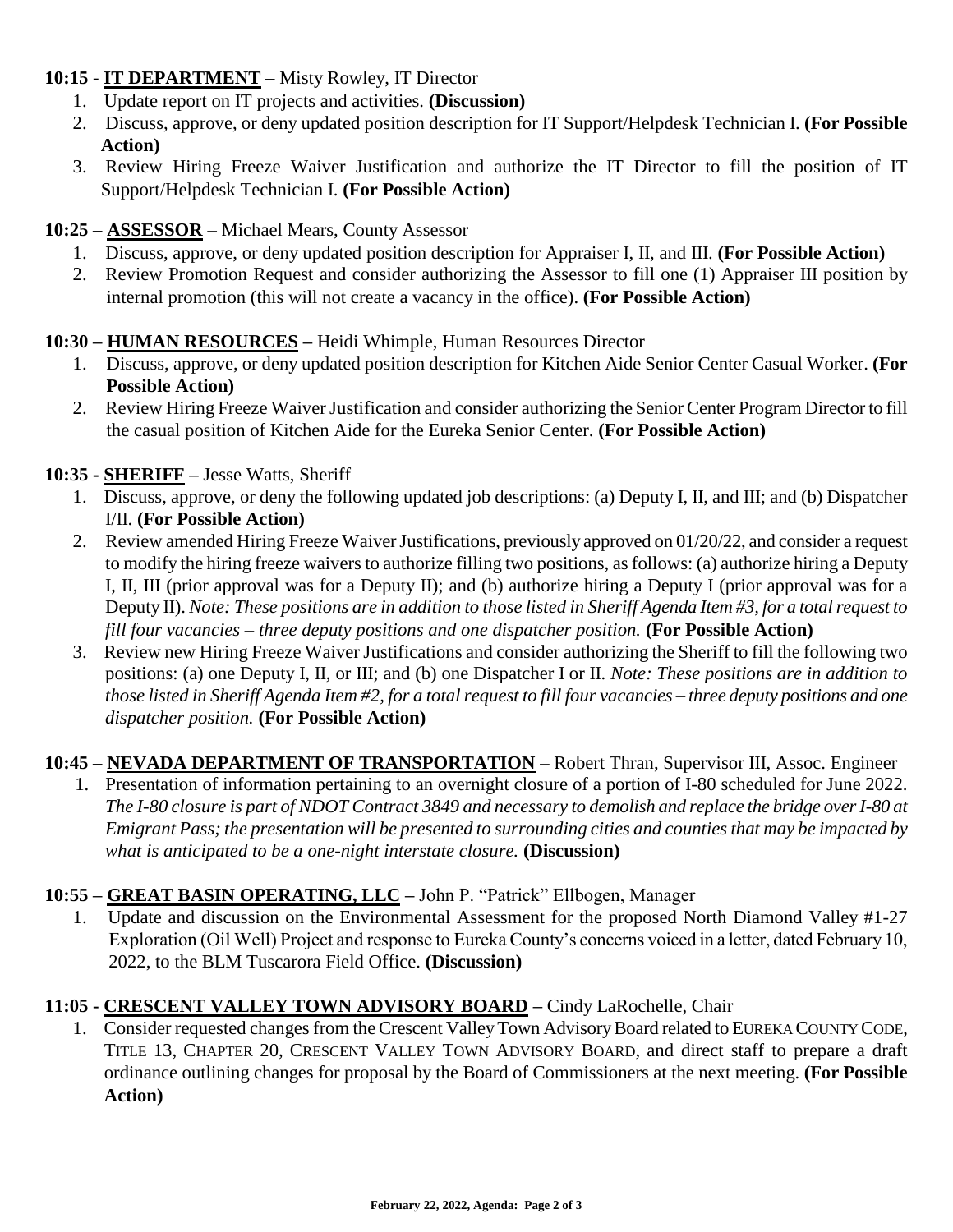**10:15 - IT DEPARTMENT –** Misty Rowley, IT Director

1. Update report on IT projects and activities. **(Discussion)**
2. Discuss, approve, or deny updated position description for IT Support/Helpdesk Technician I. **(For Possible Action)**
3. Review Hiring Freeze Waiver Justification and authorize the IT Director to fill the position of IT Support/Helpdesk Technician I. **(For Possible Action)**

**10:25 – ASSESSOR** – Michael Mears, County Assessor

1. Discuss, approve, or deny updated position description for Appraiser I, II, and III. **(For Possible Action)**
2. Review Promotion Request and consider authorizing the Assessor to fill one (1) Appraiser III position by internal promotion (this will not create a vacancy in the office). **(For Possible Action)**

**10:30 – HUMAN RESOURCES –** Heidi Whimple, Human Resources Director

1. Discuss, approve, or deny updated position description for Kitchen Aide Senior Center Casual Worker. **(For Possible Action)**
2. Review Hiring Freeze Waiver Justification and consider authorizing the Senior Center Program Director to fill the casual position of Kitchen Aide for the Eureka Senior Center. **(For Possible Action)**

**10:35 - SHERIFF –** Jesse Watts, Sheriff

1. Discuss, approve, or deny the following updated job descriptions: (a) Deputy I, II, and III; and (b) Dispatcher I/II. **(For Possible Action)**
2. Review amended Hiring Freeze Waiver Justifications, previously approved on 01/20/22, and consider a request to modify the hiring freeze waivers to authorize filling two positions, as follows: (a) authorize hiring a Deputy I, II, III (prior approval was for a Deputy II); and (b) authorize hiring a Deputy I (prior approval was for a Deputy II). *Note: These positions are in addition to those listed in Sheriff Agenda Item #3, for a total request to fill four vacancies – three deputy positions and one dispatcher position.* **(For Possible Action)**
3. Review new Hiring Freeze Waiver Justifications and consider authorizing the Sheriff to fill the following two positions: (a) one Deputy I, II, or III; and (b) one Dispatcher I or II. *Note: These positions are in addition to those listed in Sheriff Agenda Item #2, for a total request to fill four vacancies – three deputy positions and one dispatcher position.* **(For Possible Action)**

**10:45 – NEVADA DEPARTMENT OF TRANSPORTATION** – Robert Thran, Supervisor III, Assoc. Engineer

1. Presentation of information pertaining to an overnight closure of a portion of I-80 scheduled for June 2022. *The I-80 closure is part of NDOT Contract 3849 and necessary to demolish and replace the bridge over I-80 at Emigrant Pass; the presentation will be presented to surrounding cities and counties that may be impacted by what is anticipated to be a one-night interstate closure.* **(Discussion)**

**10:55 – GREAT BASIN OPERATING, LLC –** John P. "Patrick" Ellbogen, Manager

1. Update and discussion on the Environmental Assessment for the proposed North Diamond Valley #1-27 Exploration (Oil Well) Project and response to Eureka County's concerns voiced in a letter, dated February 10, 2022, to the BLM Tuscarora Field Office. **(Discussion)**

**11:05 - CRESCENT VALLEY TOWN ADVISORY BOARD –** Cindy LaRochelle, Chair

1. Consider requested changes from the Crescent Valley Town Advisory Board related to EUREKA COUNTY CODE, TITLE 13, CHAPTER 20, CRESCENT VALLEY TOWN ADVISORY BOARD, and direct staff to prepare a draft ordinance outlining changes for proposal by the Board of Commissioners at the next meeting. **(For Possible Action)**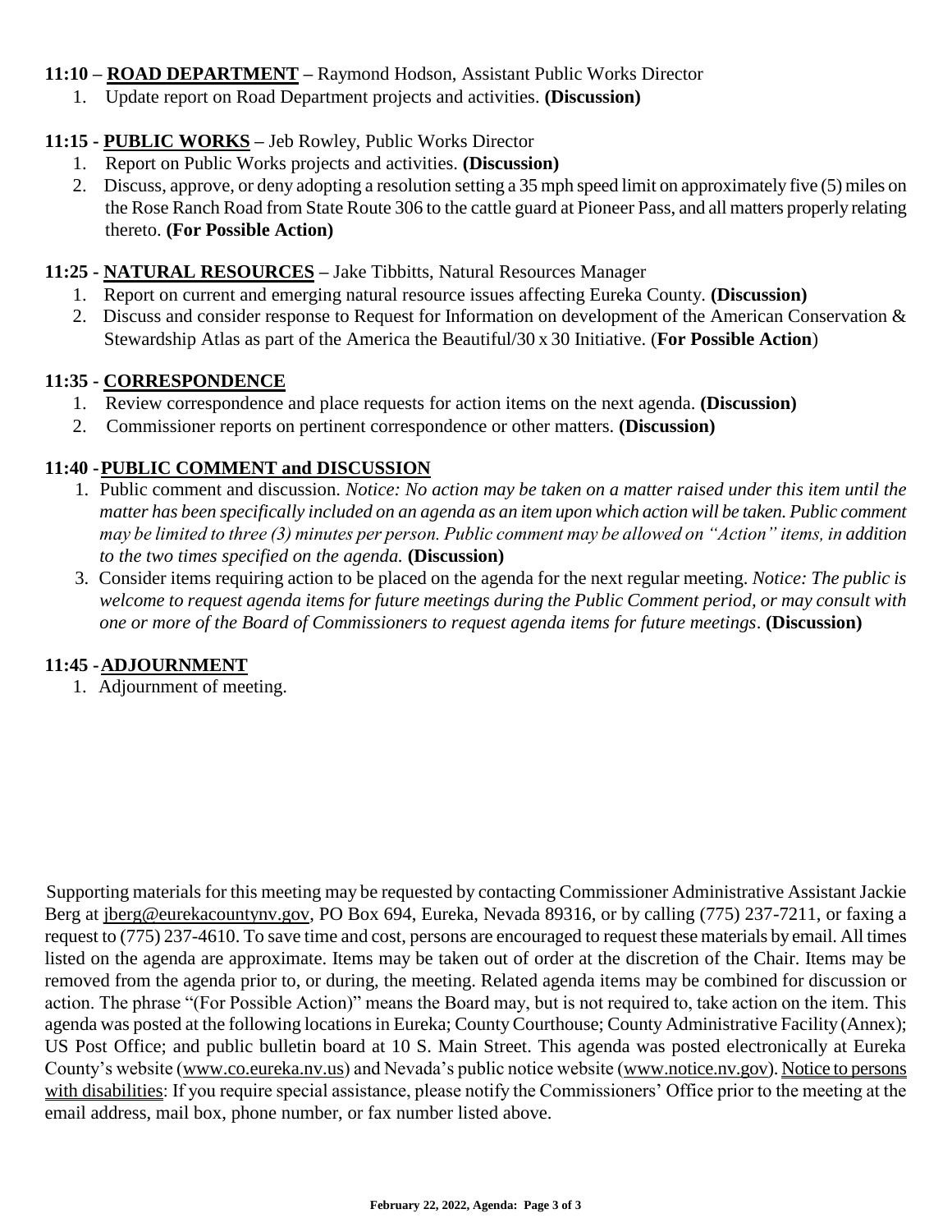**11:10 – ROAD DEPARTMENT –** Raymond Hodson, Assistant Public Works Director

1. Update report on Road Department projects and activities. **(Discussion)**

**11:15 - PUBLIC WORKS –** Jeb Rowley, Public Works Director

1. Report on Public Works projects and activities. **(Discussion)**
2. Discuss, approve, or deny adopting a resolution setting a 35 mph speed limit on approximately five (5) miles on the Rose Ranch Road from State Route 306 to the cattle guard at Pioneer Pass, and all matters properly relating thereto. **(For Possible Action)**

**11:25 - NATURAL RESOURCES –** Jake Tibbitts, Natural Resources Manager

1. Report on current and emerging natural resource issues affecting Eureka County. **(Discussion)**
2. Discuss and consider response to Request for Information on development of the American Conservation & Stewardship Atlas as part of the America the Beautiful/30 x 30 Initiative. (**For Possible Action**)

**11:35 - CORRESPONDENCE**

1. Review correspondence and place requests for action items on the next agenda. **(Discussion)**
2. Commissioner reports on pertinent correspondence or other matters. **(Discussion)**

**11:40 - PUBLIC COMMENT and DISCUSSION**

1. Public comment and discussion. *Notice: No action may be taken on a matter raised under this item until the matter has been specifically included on an agenda as an item upon which action will be taken. Public comment may be limited to three (3) minutes per person. Public comment may be allowed on "Action" items, in addition to the two times specified on the agenda.* **(Discussion)**
3. Consider items requiring action to be placed on the agenda for the next regular meeting. *Notice: The public is welcome to request agenda items for future meetings during the Public Comment period, or may consult with one or more of the Board of Commissioners to request agenda items for future meetings*. **(Discussion)**

**11:45 - ADJOURNMENT**

1. Adjournment of meeting.

Supporting materials for this meeting may be requested by contacting Commissioner Administrative Assistant Jackie Berg at jberg@eurekacountynv.gov, PO Box 694, Eureka, Nevada 89316, or by calling (775) 237-7211, or faxing a request to (775) 237-4610. To save time and cost, persons are encouraged to request these materials by email. All times listed on the agenda are approximate. Items may be taken out of order at the discretion of the Chair. Items may be removed from the agenda prior to, or during, the meeting. Related agenda items may be combined for discussion or action. The phrase "(For Possible Action)" means the Board may, but is not required to, take action on the item. This agenda was posted at the following locations in Eureka; County Courthouse; County Administrative Facility (Annex); US Post Office; and public bulletin board at 10 S. Main Street. This agenda was posted electronically at Eureka County's website (www.co.eureka.nv.us) and Nevada's public notice website (www.notice.nv.gov). Notice to persons with disabilities: If you require special assistance, please notify the Commissioners' Office prior to the meeting at the email address, mail box, phone number, or fax number listed above.